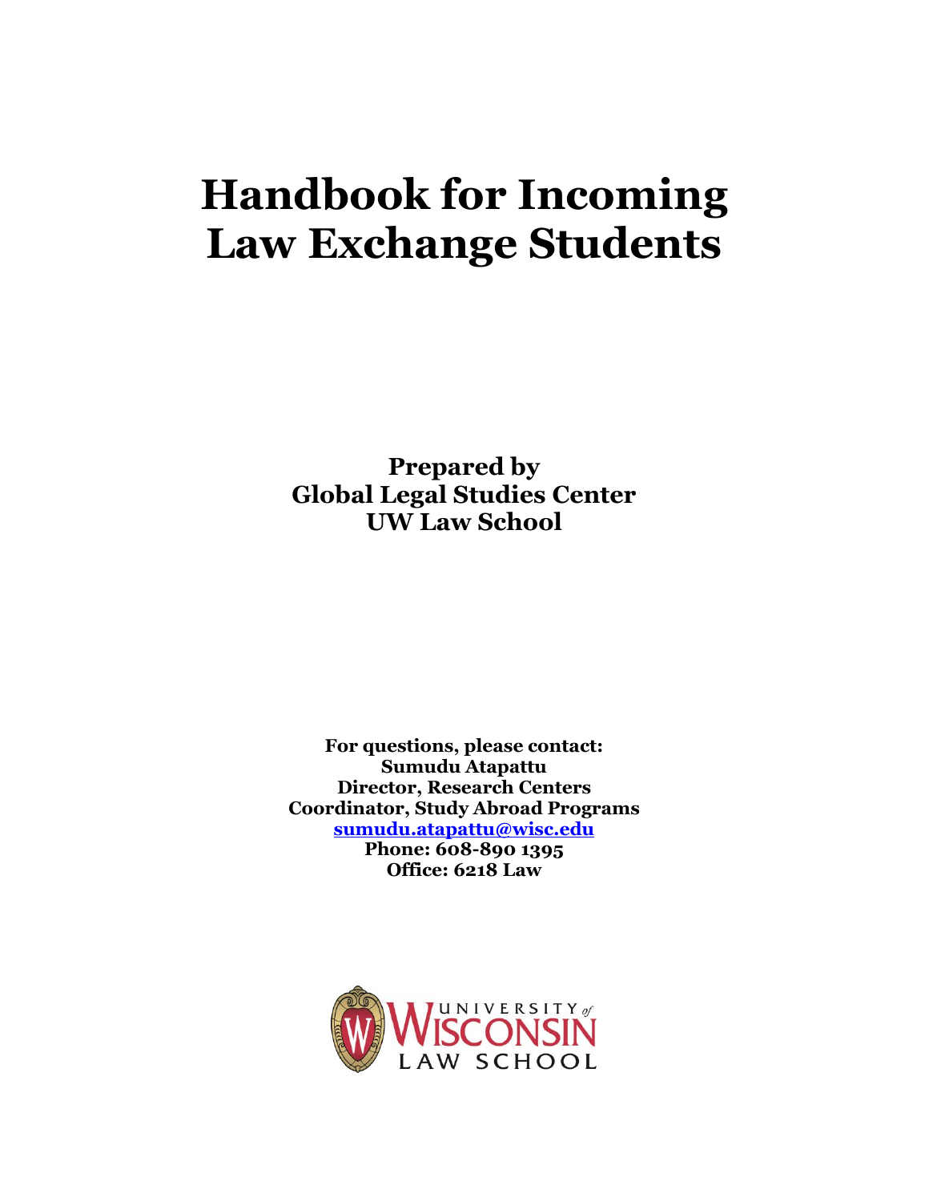# Handbook for Incoming Law Exchange Students

**Prepared by**
**Global Legal Studies Center**
**UW Law School**

**For questions, please contact:**
**Sumudu Atapattu**
**Director, Research Centers**
**Coordinator, Study Abroad Programs**
**[sumudu.atapattu@wisc.edu](mailto:sumudu.atapattu@wisc.edu)**
**Phone: 608-890 1395**
**Office: 6218 Law**

UNIVERSITY *of* WISCONSIN
LAW SCHOOL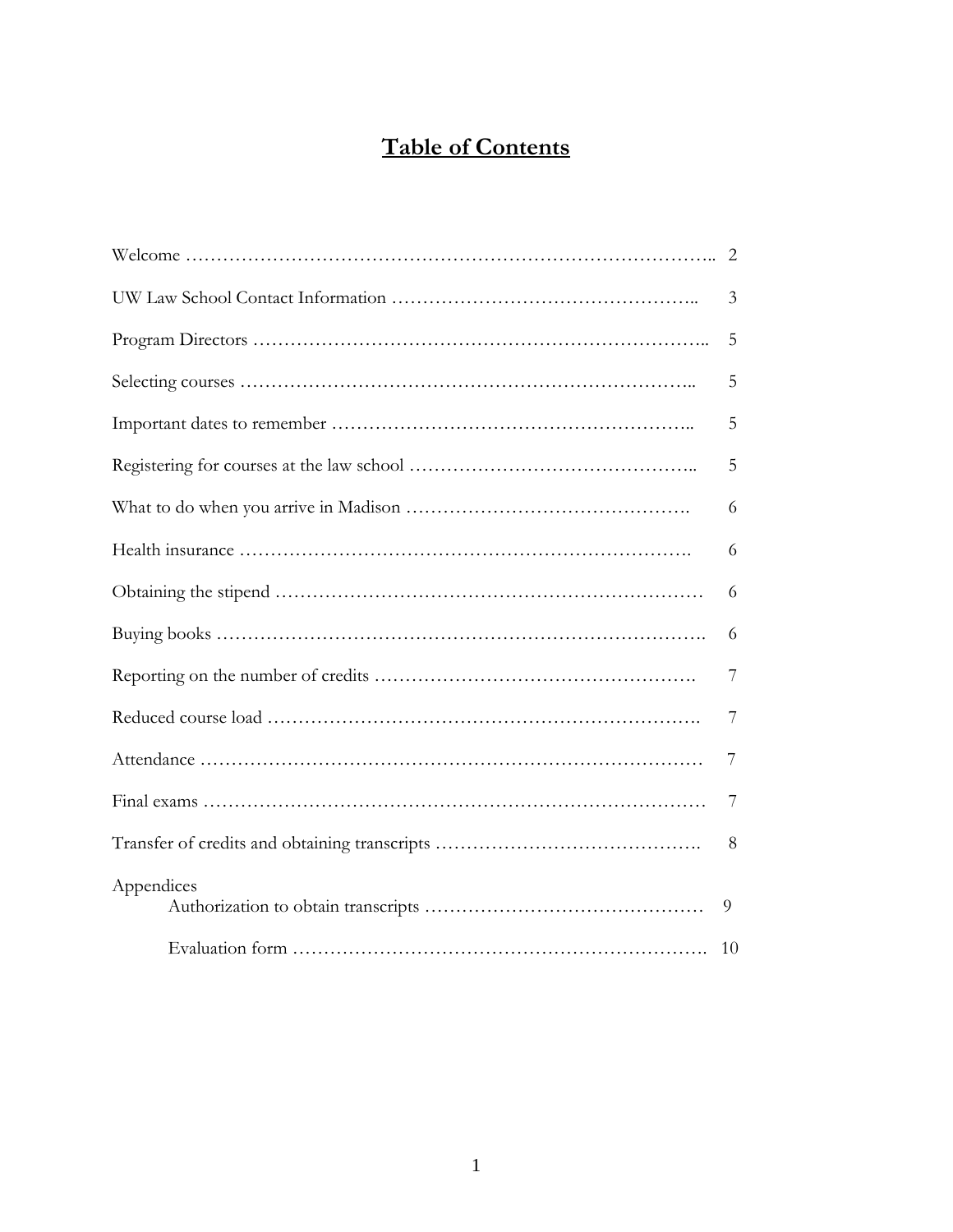# Table of Contents

| | |
|---|---|
| Welcome | 2 |
| UW Law School Contact Information | 3 |
| Program Directors | 5 |
| Selecting courses | 5 |
| Important dates to remember | 5 |
| Registering for courses at the law school | 5 |
| What to do when you arrive in Madison | 6 |
| Health insurance | 6 |
| Obtaining the stipend | 6 |
| Buying books | 6 |
| Reporting on the number of credits | 7 |
| Reduced course load | 7 |
| Attendance | 7 |
| Final exams | 7 |
| Transfer of credits and obtaining transcripts | 8 |
| Appendices | |
| Authorization to obtain transcripts | 9 |
| Evaluation form | 10 |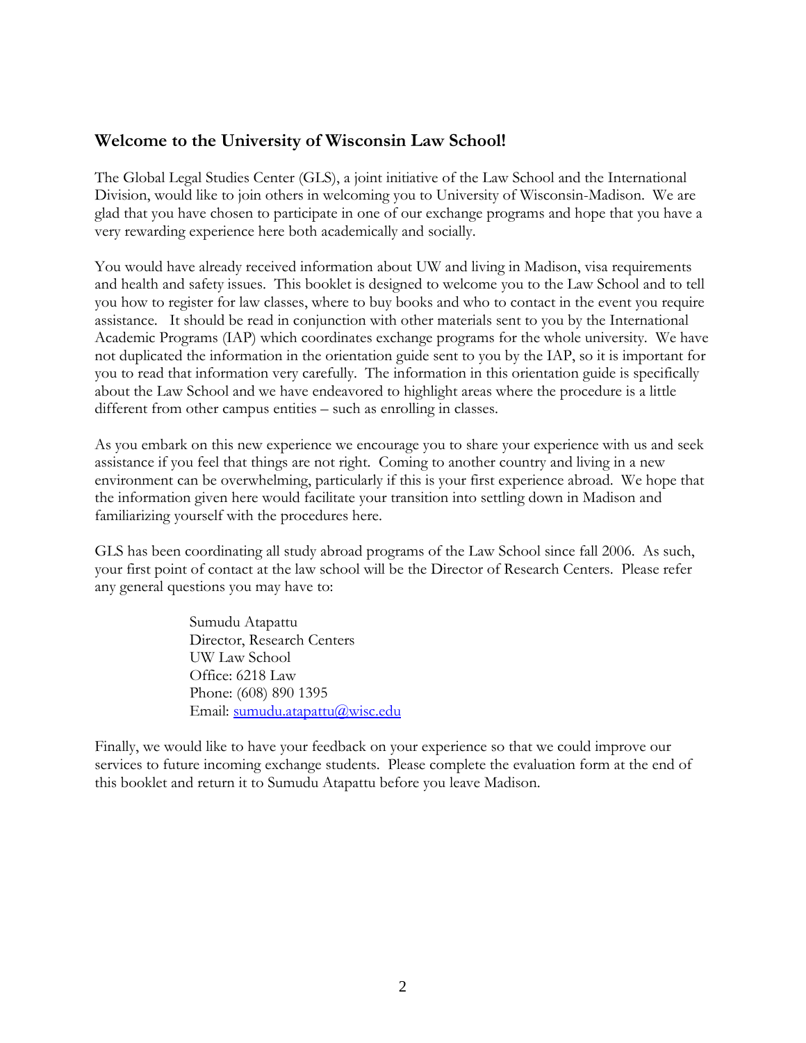## Welcome to the University of Wisconsin Law School!

The Global Legal Studies Center (GLS), a joint initiative of the Law School and the International Division, would like to join others in welcoming you to University of Wisconsin-Madison. We are glad that you have chosen to participate in one of our exchange programs and hope that you have a very rewarding experience here both academically and socially.

You would have already received information about UW and living in Madison, visa requirements and health and safety issues. This booklet is designed to welcome you to the Law School and to tell you how to register for law classes, where to buy books and who to contact in the event you require assistance. It should be read in conjunction with other materials sent to you by the International Academic Programs (IAP) which coordinates exchange programs for the whole university. We have not duplicated the information in the orientation guide sent to you by the IAP, so it is important for you to read that information very carefully. The information in this orientation guide is specifically about the Law School and we have endeavored to highlight areas where the procedure is a little different from other campus entities – such as enrolling in classes.

As you embark on this new experience we encourage you to share your experience with us and seek assistance if you feel that things are not right. Coming to another country and living in a new environment can be overwhelming, particularly if this is your first experience abroad. We hope that the information given here would facilitate your transition into settling down in Madison and familiarizing yourself with the procedures here.

GLS has been coordinating all study abroad programs of the Law School since fall 2006. As such, your first point of contact at the law school will be the Director of Research Centers. Please refer any general questions you may have to:

> Sumudu Atapattu
> Director, Research Centers
> UW Law School
> Office: 6218 Law
> Phone: (608) 890 1395
> Email: sumudu.atapattu@wisc.edu

Finally, we would like to have your feedback on your experience so that we could improve our services to future incoming exchange students. Please complete the evaluation form at the end of this booklet and return it to Sumudu Atapattu before you leave Madison.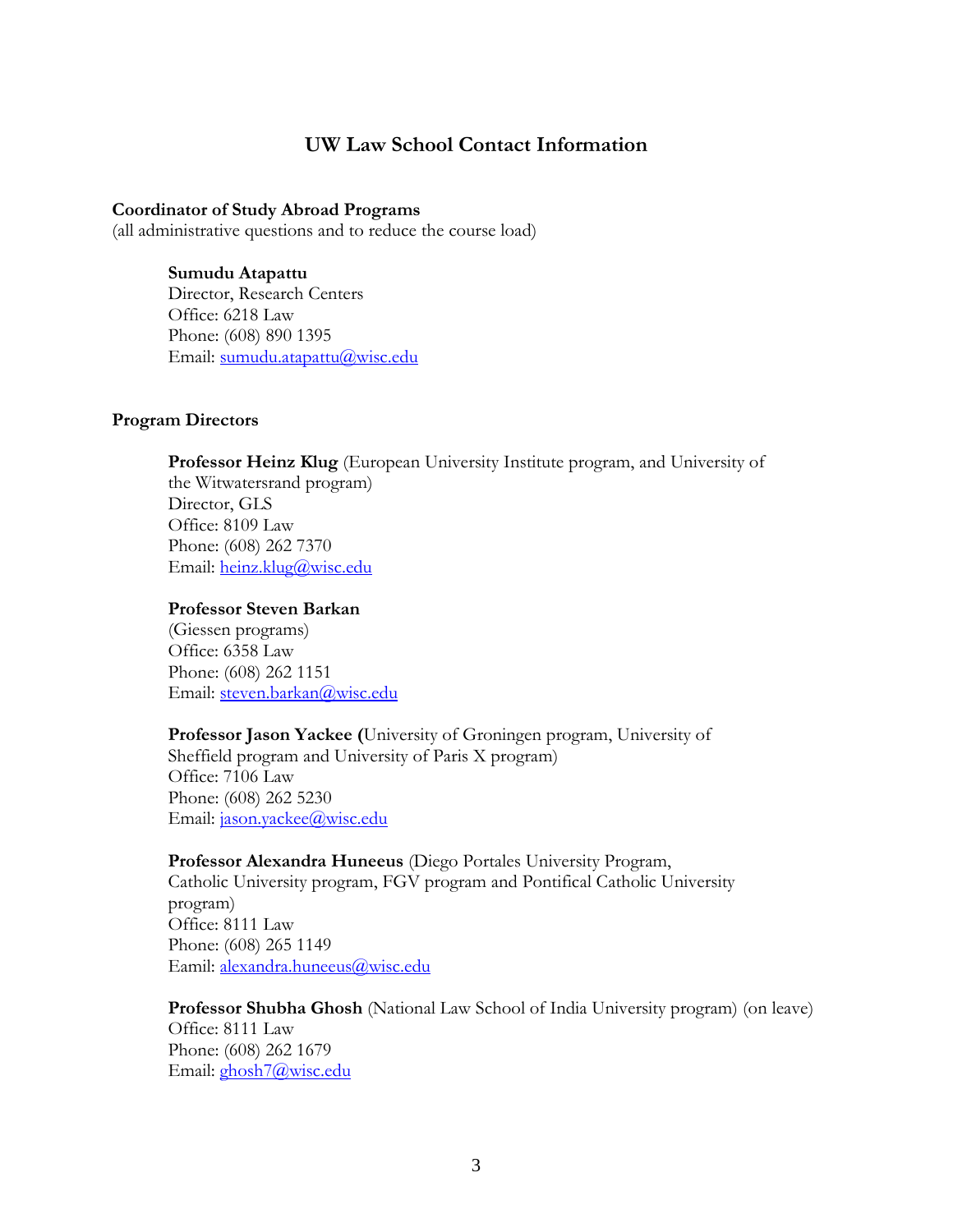# UW Law School Contact Information

**Coordinator of Study Abroad Programs**
(all administrative questions and to reduce the course load)

> **Sumudu Atapattu**
> Director, Research Centers
> Office: 6218 Law
> Phone: (608) 890 1395
> Email: sumudu.atapattu@wisc.edu

**Program Directors**

> **Professor Heinz Klug** (European University Institute program, and University of the Witwatersrand program)
> Director, GLS
> Office: 8109 Law
> Phone: (608) 262 7370
> Email: heinz.klug@wisc.edu

> **Professor Steven Barkan**
> (Giessen programs)
> Office: 6358 Law
> Phone: (608) 262 1151
> Email: steven.barkan@wisc.edu

> **Professor Jason Yackee (**University of Groningen program, University of Sheffield program and University of Paris X program)
> Office: 7106 Law
> Phone: (608) 262 5230
> Email: jason.yackee@wisc.edu

> **Professor Alexandra Huneeus** (Diego Portales University Program, Catholic University program, FGV program and Pontifical Catholic University program)
> Office: 8111 Law
> Phone: (608) 265 1149
> Eamil: alexandra.huneeus@wisc.edu

> **Professor Shubha Ghosh** (National Law School of India University program) (on leave)
> Office: 8111 Law
> Phone: (608) 262 1679
> Email: ghosh7@wisc.edu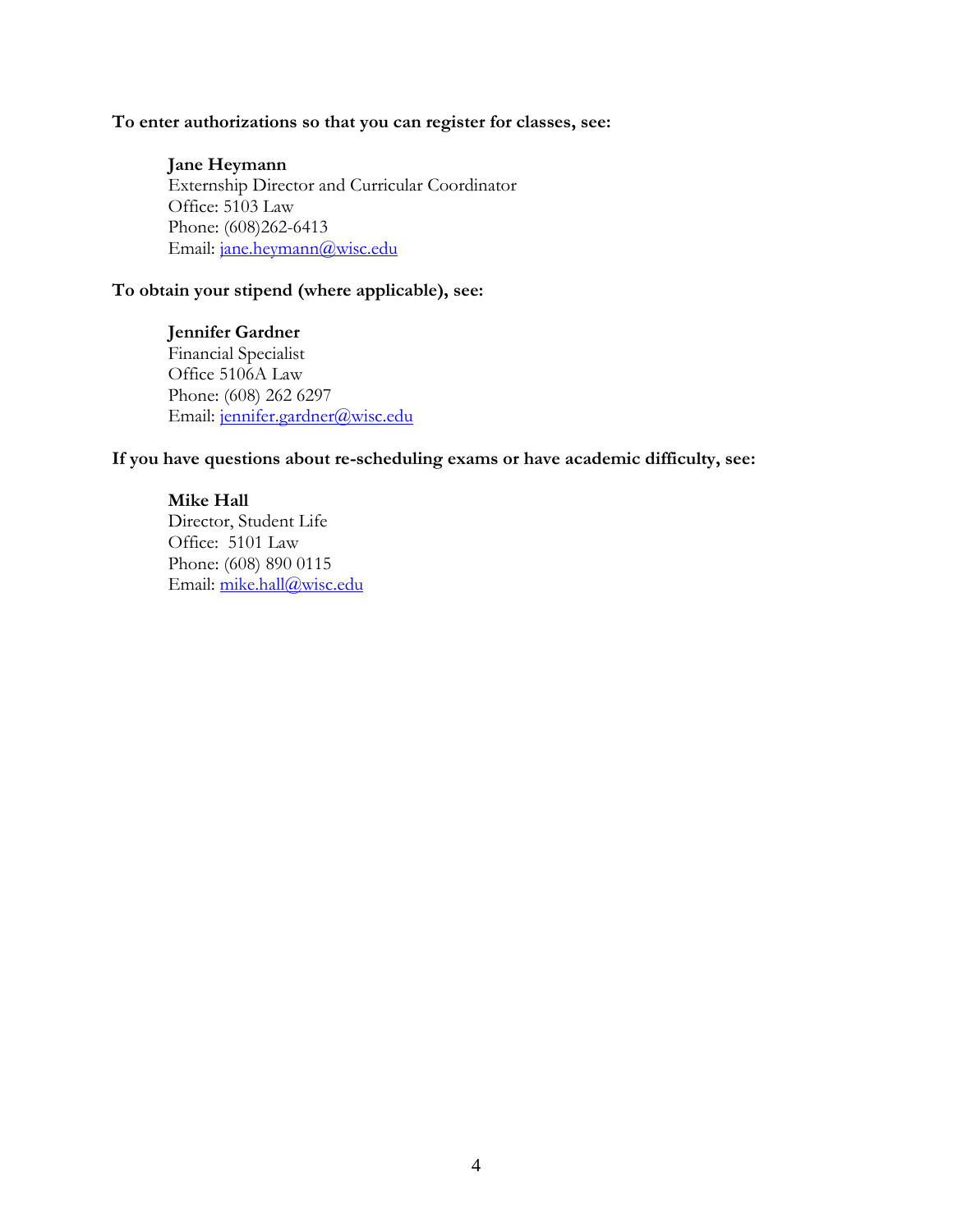**To enter authorizations so that you can register for classes, see:**

**Jane Heymann**
Externship Director and Curricular Coordinator
Office: 5103 Law
Phone: (608)262-6413
Email: jane.heymann@wisc.edu

**To obtain your stipend (where applicable), see:**

**Jennifer Gardner**
Financial Specialist
Office 5106A Law
Phone: (608) 262 6297
Email: jennifer.gardner@wisc.edu

**If you have questions about re-scheduling exams or have academic difficulty, see:**

**Mike Hall**
Director, Student Life
Office: 5101 Law
Phone: (608) 890 0115
Email: mike.hall@wisc.edu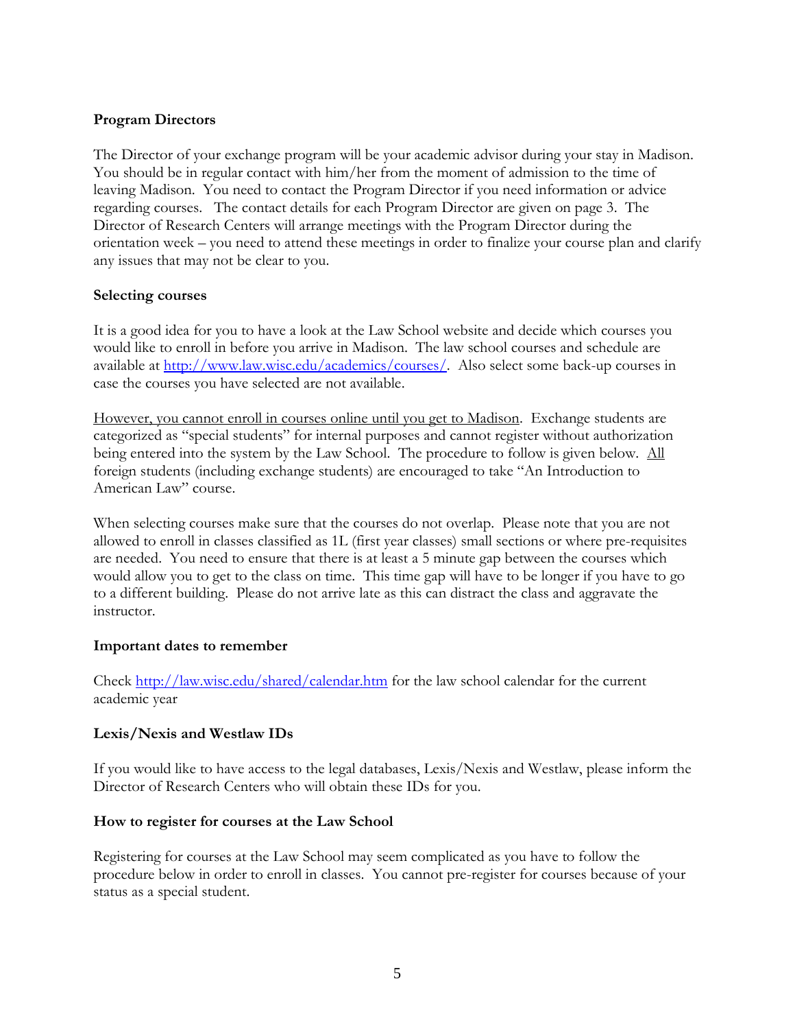**Program Directors**

The Director of your exchange program will be your academic advisor during your stay in Madison. You should be in regular contact with him/her from the moment of admission to the time of leaving Madison. You need to contact the Program Director if you need information or advice regarding courses. The contact details for each Program Director are given on page 3. The Director of Research Centers will arrange meetings with the Program Director during the orientation week – you need to attend these meetings in order to finalize your course plan and clarify any issues that may not be clear to you.

**Selecting courses**

It is a good idea for you to have a look at the Law School website and decide which courses you would like to enroll in before you arrive in Madison. The law school courses and schedule are available at [http://www.law.wisc.edu/academics/courses/](http://www.law.wisc.edu/academics/courses/). Also select some back-up courses in case the courses you have selected are not available.

<u>However, you cannot enroll in courses online until you get to Madison</u>. Exchange students are categorized as "special students" for internal purposes and cannot register without authorization being entered into the system by the Law School. The procedure to follow is given below. <u>All</u> foreign students (including exchange students) are encouraged to take "An Introduction to American Law" course.

When selecting courses make sure that the courses do not overlap. Please note that you are not allowed to enroll in classes classified as 1L (first year classes) small sections or where pre-requisites are needed. You need to ensure that there is at least a 5 minute gap between the courses which would allow you to get to the class on time. This time gap will have to be longer if you have to go to a different building. Please do not arrive late as this can distract the class and aggravate the instructor.

**Important dates to remember**

Check [http://law.wisc.edu/shared/calendar.htm](http://law.wisc.edu/shared/calendar.htm) for the law school calendar for the current academic year

**Lexis/Nexis and Westlaw IDs**

If you would like to have access to the legal databases, Lexis/Nexis and Westlaw, please inform the Director of Research Centers who will obtain these IDs for you.

**How to register for courses at the Law School**

Registering for courses at the Law School may seem complicated as you have to follow the procedure below in order to enroll in classes. You cannot pre-register for courses because of your status as a special student.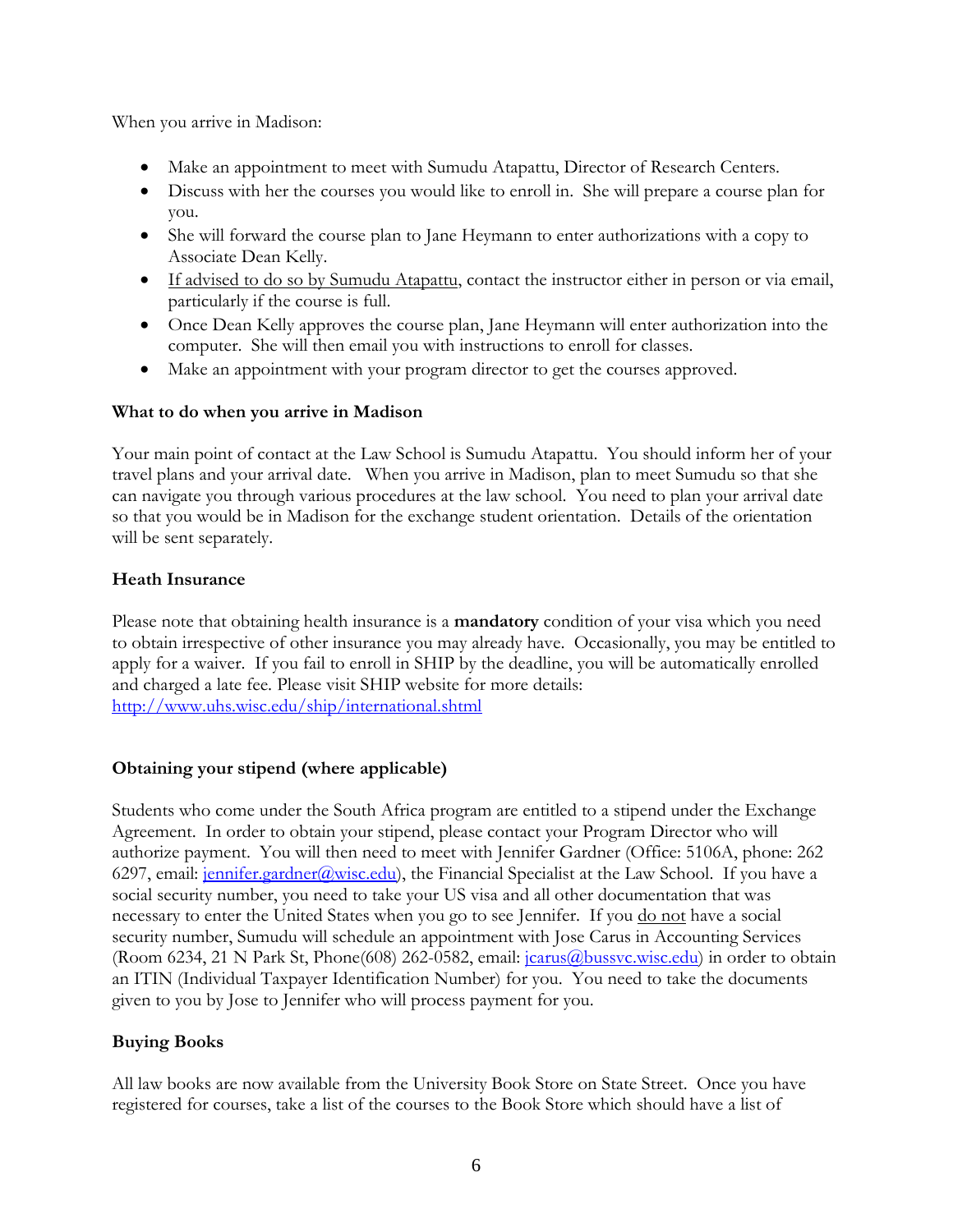When you arrive in Madison:

- Make an appointment to meet with Sumudu Atapattu, Director of Research Centers.
- Discuss with her the courses you would like to enroll in. She will prepare a course plan for you.
- She will forward the course plan to Jane Heymann to enter authorizations with a copy to Associate Dean Kelly.
- If advised to do so by Sumudu Atapattu, contact the instructor either in person or via email, particularly if the course is full.
- Once Dean Kelly approves the course plan, Jane Heymann will enter authorization into the computer. She will then email you with instructions to enroll for classes.
- Make an appointment with your program director to get the courses approved.

**What to do when you arrive in Madison**

Your main point of contact at the Law School is Sumudu Atapattu. You should inform her of your travel plans and your arrival date. When you arrive in Madison, plan to meet Sumudu so that she can navigate you through various procedures at the law school. You need to plan your arrival date so that you would be in Madison for the exchange student orientation. Details of the orientation will be sent separately.

**Heath Insurance**

Please note that obtaining health insurance is a **mandatory** condition of your visa which you need to obtain irrespective of other insurance you may already have. Occasionally, you may be entitled to apply for a waiver. If you fail to enroll in SHIP by the deadline, you will be automatically enrolled and charged a late fee. Please visit SHIP website for more details: http://www.uhs.wisc.edu/ship/international.shtml

**Obtaining your stipend (where applicable)**

Students who come under the South Africa program are entitled to a stipend under the Exchange Agreement. In order to obtain your stipend, please contact your Program Director who will authorize payment. You will then need to meet with Jennifer Gardner (Office: 5106A, phone: 262 6297, email: jennifer.gardner@wisc.edu), the Financial Specialist at the Law School. If you have a social security number, you need to take your US visa and all other documentation that was necessary to enter the United States when you go to see Jennifer. If you do not have a social security number, Sumudu will schedule an appointment with Jose Carus in Accounting Services (Room 6234, 21 N Park St, Phone(608) 262-0582, email: jcarus@bussvc.wisc.edu) in order to obtain an ITIN (Individual Taxpayer Identification Number) for you. You need to take the documents given to you by Jose to Jennifer who will process payment for you.

**Buying Books**

All law books are now available from the University Book Store on State Street. Once you have registered for courses, take a list of the courses to the Book Store which should have a list of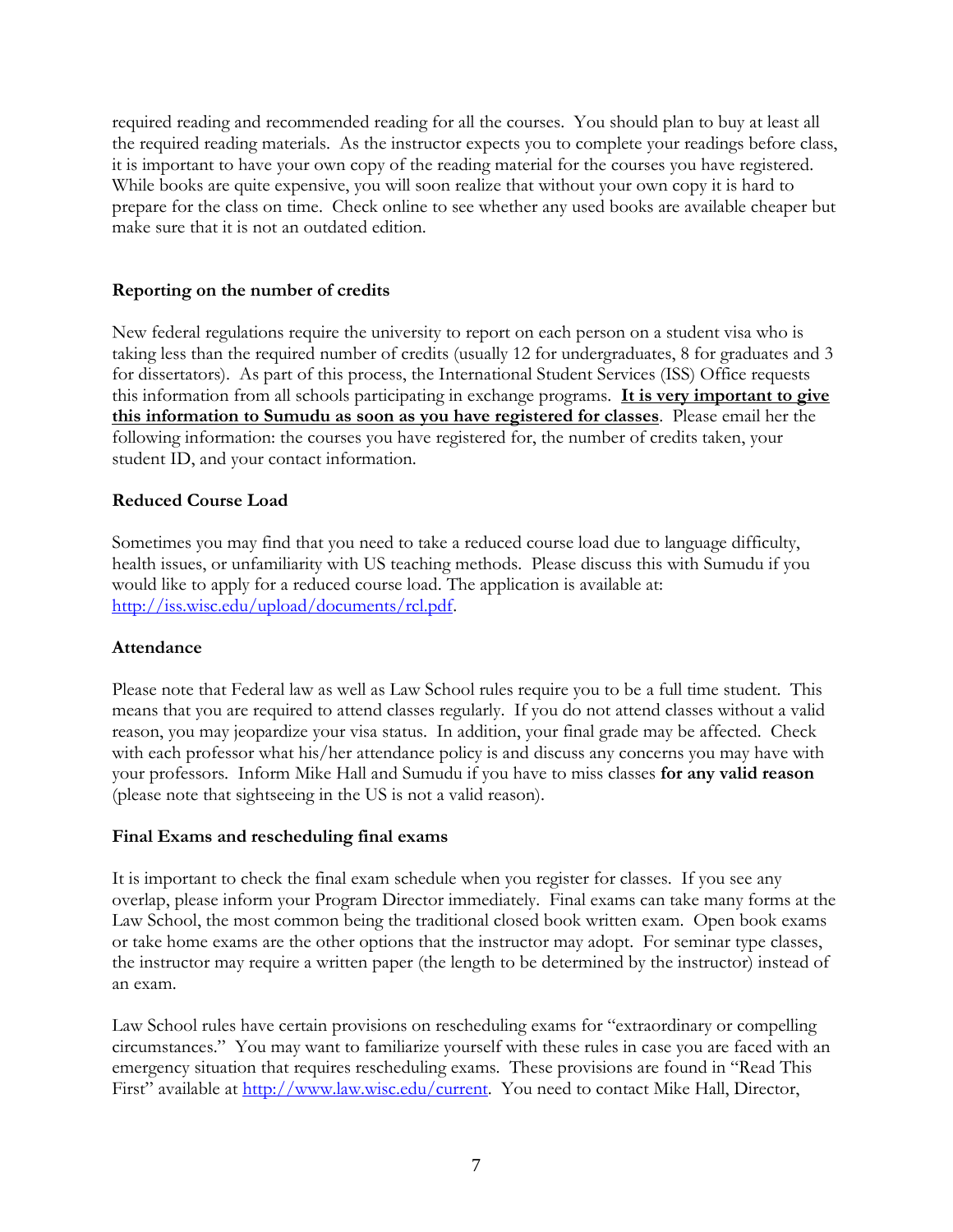required reading and recommended reading for all the courses. You should plan to buy at least all the required reading materials. As the instructor expects you to complete your readings before class, it is important to have your own copy of the reading material for the courses you have registered. While books are quite expensive, you will soon realize that without your own copy it is hard to prepare for the class on time. Check online to see whether any used books are available cheaper but make sure that it is not an outdated edition.

**Reporting on the number of credits**

New federal regulations require the university to report on each person on a student visa who is taking less than the required number of credits (usually 12 for undergraduates, 8 for graduates and 3 for dissertators). As part of this process, the International Student Services (ISS) Office requests this information from all schools participating in exchange programs. **It is very important to give this information to Sumudu as soon as you have registered for classes**. Please email her the following information: the courses you have registered for, the number of credits taken, your student ID, and your contact information.

**Reduced Course Load**

Sometimes you may find that you need to take a reduced course load due to language difficulty, health issues, or unfamiliarity with US teaching methods. Please discuss this with Sumudu if you would like to apply for a reduced course load. The application is available at: http://iss.wisc.edu/upload/documents/rcl.pdf.

**Attendance**

Please note that Federal law as well as Law School rules require you to be a full time student. This means that you are required to attend classes regularly. If you do not attend classes without a valid reason, you may jeopardize your visa status. In addition, your final grade may be affected. Check with each professor what his/her attendance policy is and discuss any concerns you may have with your professors. Inform Mike Hall and Sumudu if you have to miss classes **for any valid reason** (please note that sightseeing in the US is not a valid reason).

**Final Exams and rescheduling final exams**

It is important to check the final exam schedule when you register for classes. If you see any overlap, please inform your Program Director immediately. Final exams can take many forms at the Law School, the most common being the traditional closed book written exam. Open book exams or take home exams are the other options that the instructor may adopt. For seminar type classes, the instructor may require a written paper (the length to be determined by the instructor) instead of an exam.

Law School rules have certain provisions on rescheduling exams for "extraordinary or compelling circumstances." You may want to familiarize yourself with these rules in case you are faced with an emergency situation that requires rescheduling exams. These provisions are found in "Read This First" available at http://www.law.wisc.edu/current. You need to contact Mike Hall, Director,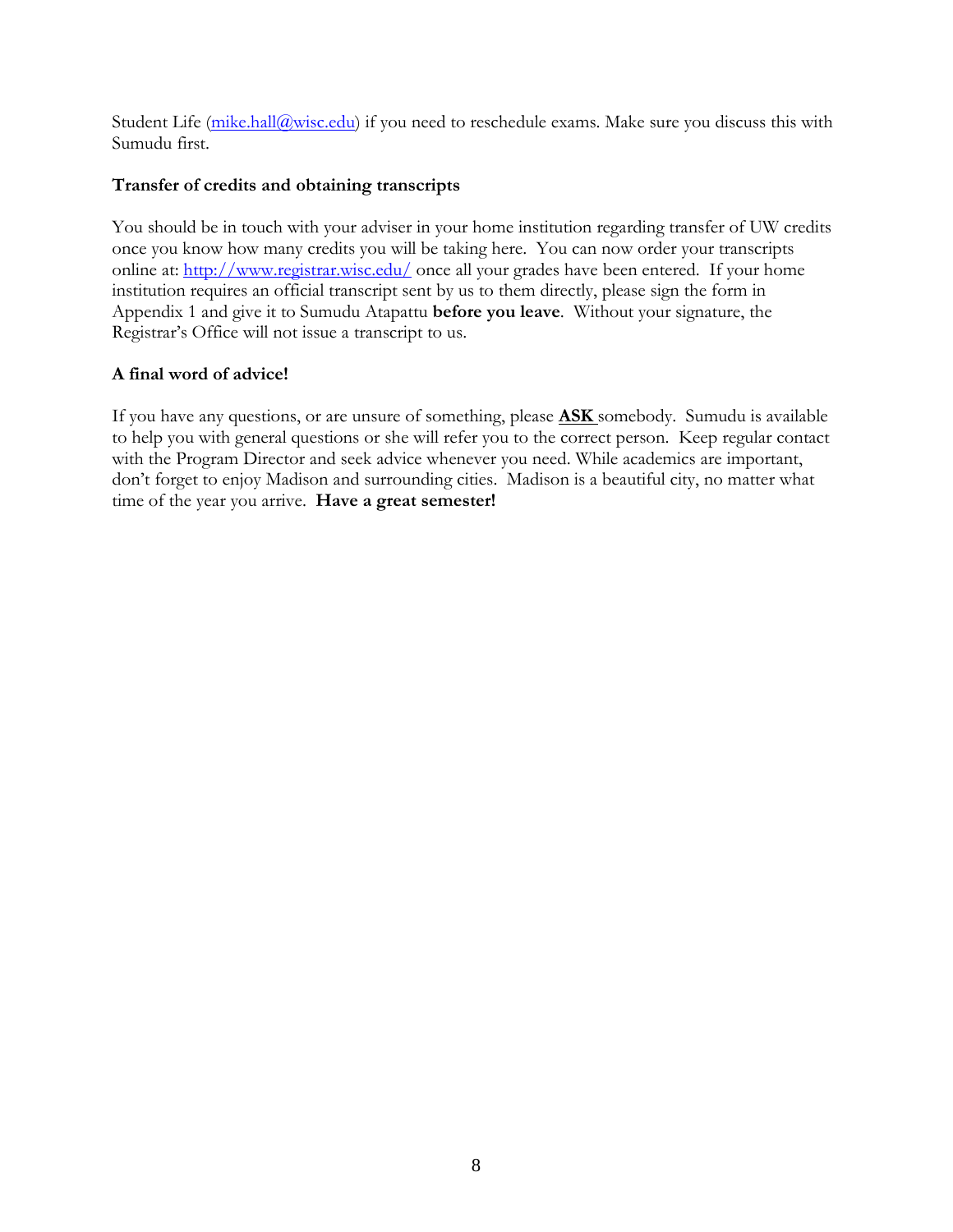Student Life (mike.hall@wisc.edu) if you need to reschedule exams. Make sure you discuss this with Sumudu first.

**Transfer of credits and obtaining transcripts**

You should be in touch with your adviser in your home institution regarding transfer of UW credits once you know how many credits you will be taking here. You can now order your transcripts online at: http://www.registrar.wisc.edu/ once all your grades have been entered. If your home institution requires an official transcript sent by us to them directly, please sign the form in Appendix 1 and give it to Sumudu Atapattu **before you leave**. Without your signature, the Registrar's Office will not issue a transcript to us.

**A final word of advice!**

If you have any questions, or are unsure of something, please **ASK** somebody. Sumudu is available to help you with general questions or she will refer you to the correct person. Keep regular contact with the Program Director and seek advice whenever you need. While academics are important, don't forget to enjoy Madison and surrounding cities. Madison is a beautiful city, no matter what time of the year you arrive. **Have a great semester!**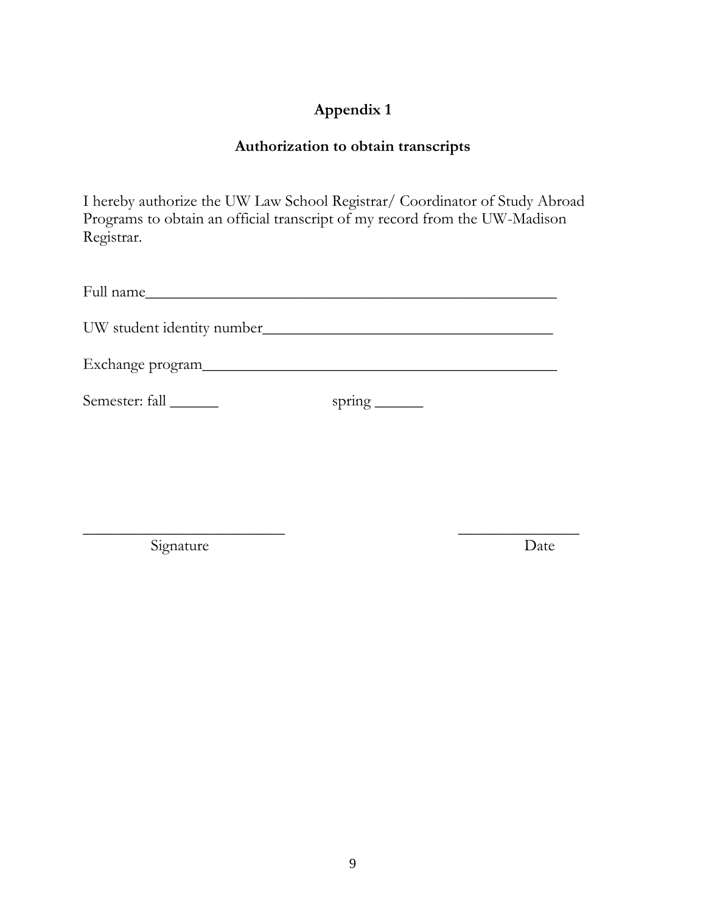# Appendix 1

## Authorization to obtain transcripts

I hereby authorize the UW Law School Registrar/ Coordinator of Study Abroad Programs to obtain an official transcript of my record from the UW-Madison Registrar.

Full name_______________________________________________________

UW student identity number______________________________________

Exchange program_______________________________________________

Semester: fall ______ spring ______

___________________________ _______________

Signature Date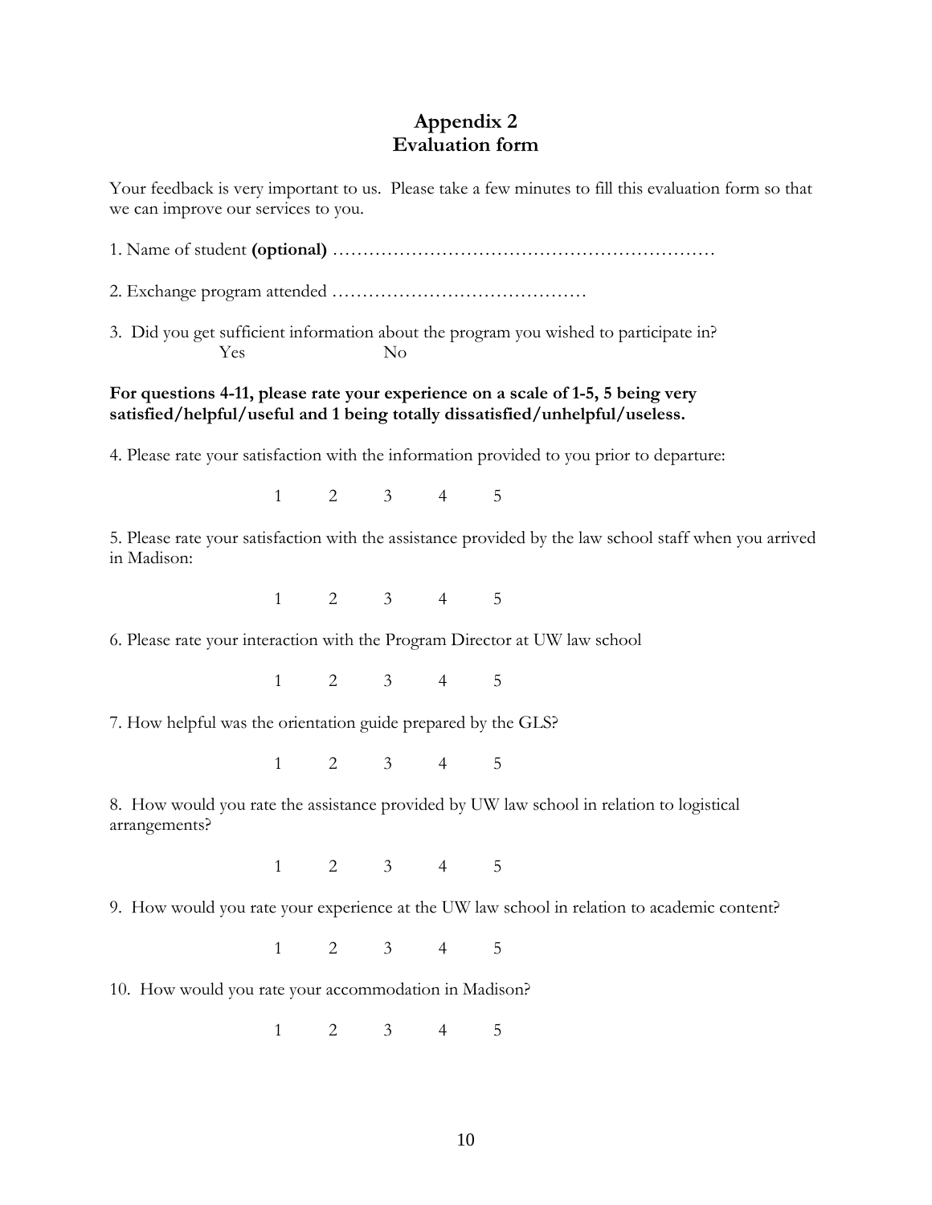# Appendix 2
# Evaluation form

Your feedback is very important to us. Please take a few minutes to fill this evaluation form so that we can improve our services to you.

1. Name of student **(optional)** ………………………………………………………

2. Exchange program attended ……………………………………

3. Did you get sufficient information about the program you wished to participate in?

   Yes No

**For questions 4-11, please rate your experience on a scale of 1-5, 5 being very satisfied/helpful/useful and 1 being totally dissatisfied/unhelpful/useless.**

4. Please rate your satisfaction with the information provided to you prior to departure:

   1 2 3 4 5

5. Please rate your satisfaction with the assistance provided by the law school staff when you arrived in Madison:

   1 2 3 4 5

6. Please rate your interaction with the Program Director at UW law school

   1 2 3 4 5

7. How helpful was the orientation guide prepared by the GLS?

   1 2 3 4 5

8. How would you rate the assistance provided by UW law school in relation to logistical arrangements?

   1 2 3 4 5

9. How would you rate your experience at the UW law school in relation to academic content?

   1 2 3 4 5

10. How would you rate your accommodation in Madison?

   1 2 3 4 5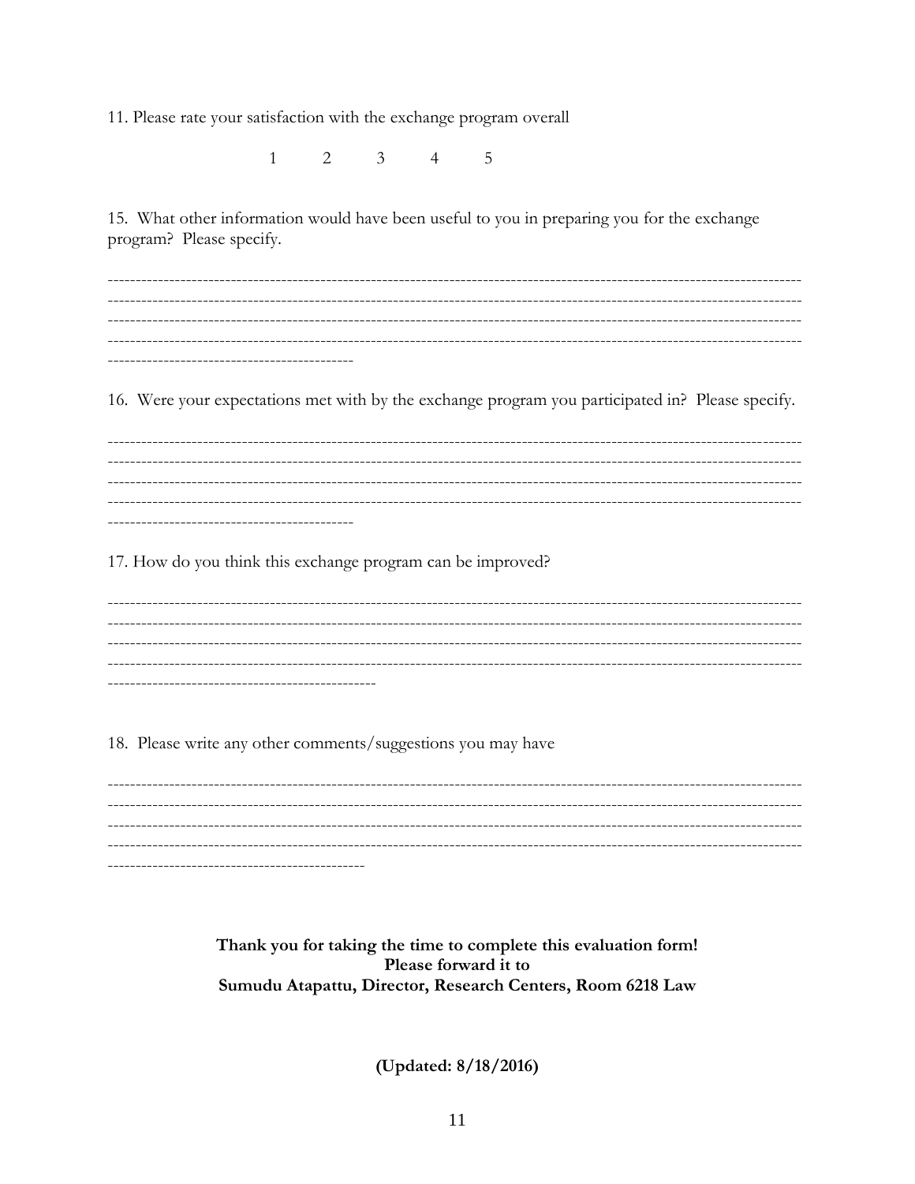11. Please rate your satisfaction with the exchange program overall

1 2 3 4 5

15. What other information would have been useful to you in preparing you for the exchange program? Please specify.

--------------------------------------------------------------------------------------------------------------------------
--------------------------------------------------------------------------------------------------------------------------
--------------------------------------------------------------------------------------------------------------------------
--------------------------------------------------------------------------------------------------------------------------
--------------------------------------------

16. Were your expectations met with by the exchange program you participated in? Please specify.

--------------------------------------------------------------------------------------------------------------------------
--------------------------------------------------------------------------------------------------------------------------
--------------------------------------------------------------------------------------------------------------------------
--------------------------------------------------------------------------------------------------------------------------
--------------------------------------------

17. How do you think this exchange program can be improved?

--------------------------------------------------------------------------------------------------------------------------
--------------------------------------------------------------------------------------------------------------------------
--------------------------------------------------------------------------------------------------------------------------
--------------------------------------------------------------------------------------------------------------------------
------------------------------------------------

18. Please write any other comments/suggestions you may have

--------------------------------------------------------------------------------------------------------------------------
--------------------------------------------------------------------------------------------------------------------------
--------------------------------------------------------------------------------------------------------------------------
--------------------------------------------------------------------------------------------------------------------------
----------------------------------------------

**Thank you for taking the time to complete this evaluation form!**
**Please forward it to**
**Sumudu Atapattu, Director, Research Centers, Room 6218 Law**

**(Updated: 8/18/2016)**